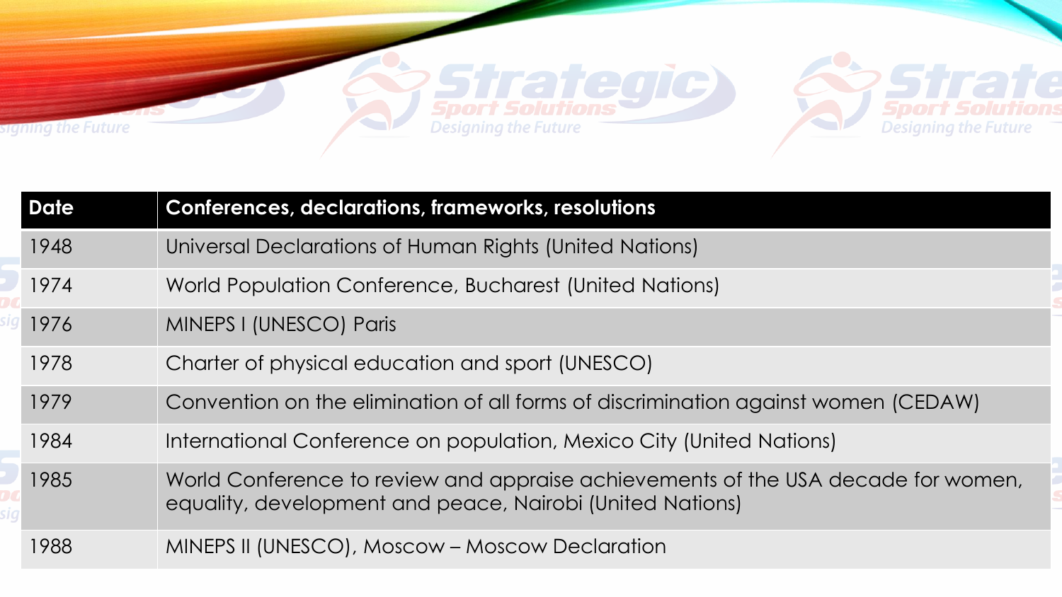| Date | Conferences, declarations, frameworks, resolutions |
|---|---|
| 1948 | Universal Declarations of Human Rights (United Nations) |
| 1974 | World Population Conference, Bucharest (United Nations) |
| 1976 | MINEPS I (UNESCO) Paris |
| 1978 | Charter of physical education and sport (UNESCO) |
| 1979 | Convention on the elimination of all forms of discrimination against women (CEDAW) |
| 1984 | International Conference on population, Mexico City (United Nations) |
| 1985 | World Conference to review and appraise achievements of the USA decade for women, equality, development and peace, Nairobi (United Nations) |
| 1988 | MINEPS II (UNESCO), Moscow – Moscow Declaration |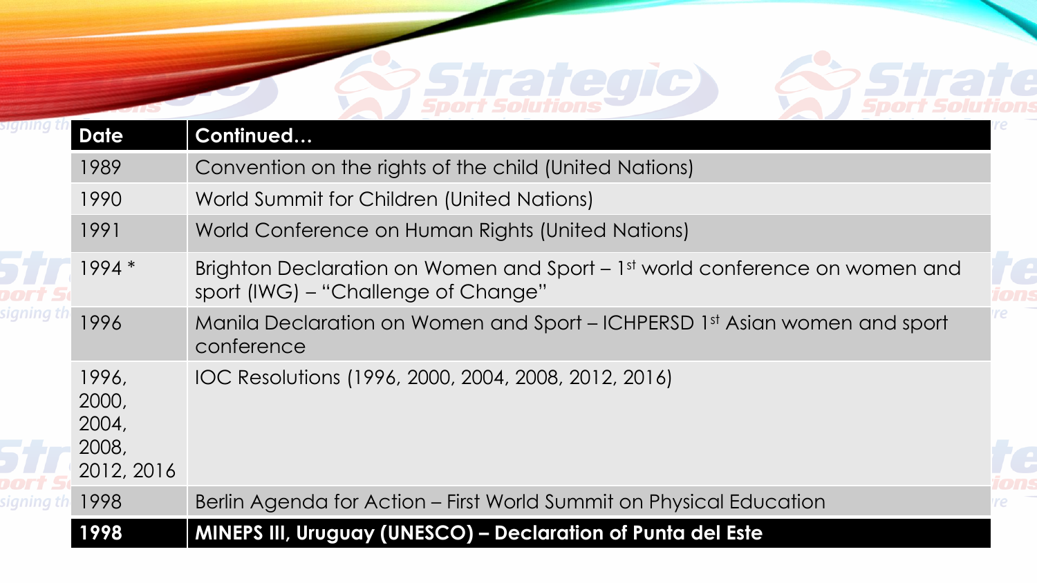| Date | Continued… |
| --- | --- |
| 1989 | Convention on the rights of the child (United Nations) |
| 1990 | World Summit for Children (United Nations) |
| 1991 | World Conference on Human Rights (United Nations) |
| 1994 * | Brighton Declaration on Women and Sport – 1st world conference on women and sport (IWG) – "Challenge of Change" |
| 1996 | Manila Declaration on Women and Sport – ICHPERSD 1st Asian women and sport conference |
| 1996, 2000, 2004, 2008, 2012, 2016 | IOC Resolutions (1996, 2000, 2004, 2008, 2012, 2016) |
| 1998 | Berlin Agenda for Action – First World Summit on Physical Education |
| **1998** | **MINEPS III, Uruguay (UNESCO) – Declaration of Punta del Este** |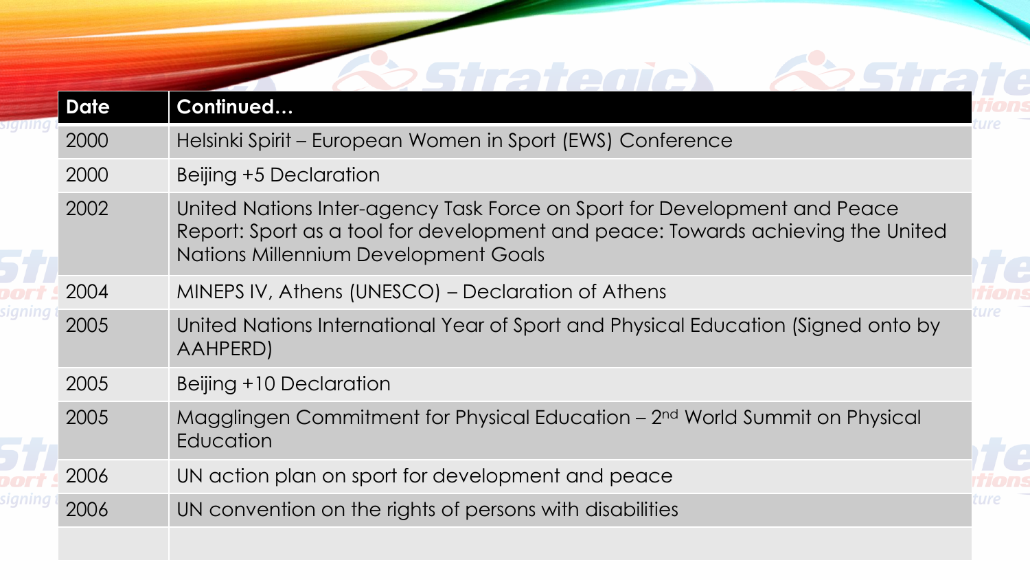| Date | Continued… |
| --- | --- |
| 2000 | Helsinki Spirit – European Women in Sport (EWS) Conference |
| 2000 | Beijing +5 Declaration |
| 2002 | United Nations Inter-agency Task Force on Sport for Development and Peace Report: Sport as a tool for development and peace: Towards achieving the United Nations Millennium Development Goals |
| 2004 | MINEPS IV, Athens (UNESCO) – Declaration of Athens |
| 2005 | United Nations International Year of Sport and Physical Education (Signed onto by AAHPERD) |
| 2005 | Beijing +10 Declaration |
| 2005 | Magglingen Commitment for Physical Education – 2nd World Summit on Physical Education |
| 2006 | UN action plan on sport for development and peace |
| 2006 | UN convention on the rights of persons with disabilities |
| | |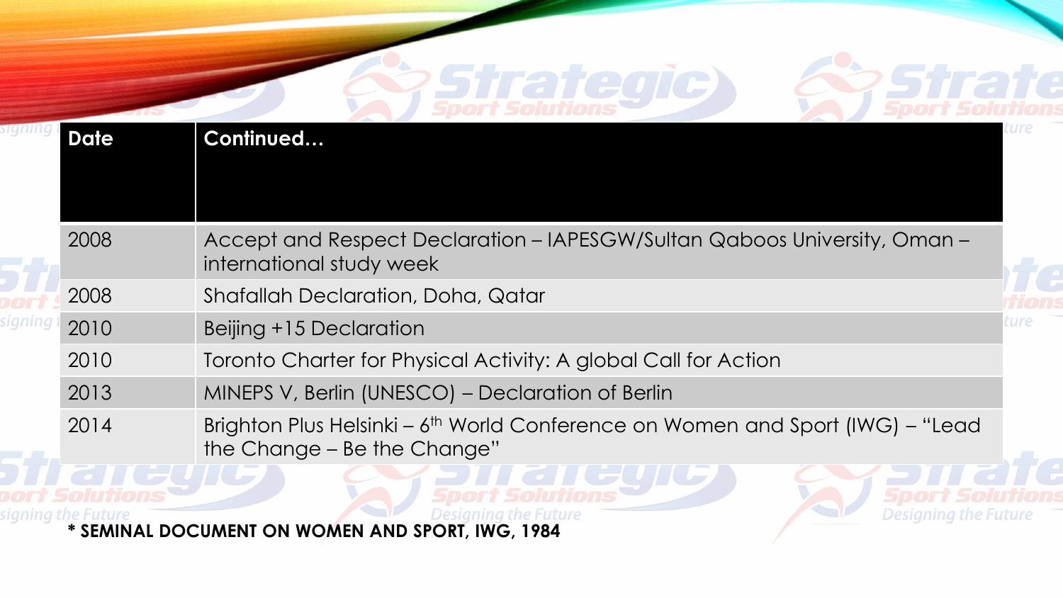| Date | Continued… |
|---|---|
| 2008 | Accept and Respect Declaration – IAPESGW/Sultan Qaboos University, Oman – international study week |
| 2008 | Shafallah Declaration, Doha, Qatar |
| 2010 | Beijing +15 Declaration |
| 2010 | Toronto Charter for Physical Activity: A global Call for Action |
| 2013 | MINEPS V, Berlin (UNESCO) – Declaration of Berlin |
| 2014 | Brighton Plus Helsinki – 6th World Conference on Women and Sport (IWG) – “Lead the Change – Be the Change” |

**\* SEMINAL DOCUMENT ON WOMEN AND SPORT, IWG, 1984**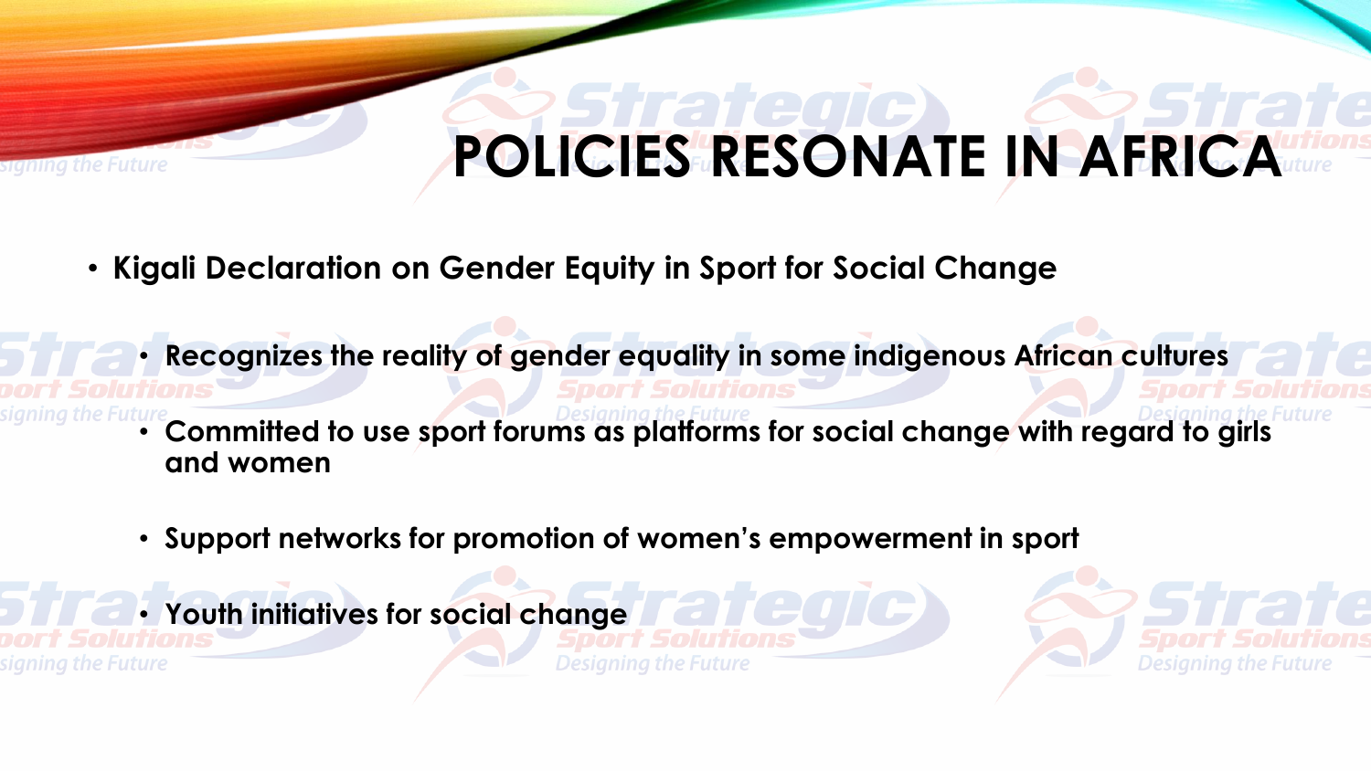# POLICIES RESONATE IN AFRICA

- Kigali Declaration on Gender Equity in Sport for Social Change
  - Recognizes the reality of gender equality in some indigenous African cultures
  - Committed to use sport forums as platforms for social change with regard to girls and women
  - Support networks for promotion of women's empowerment in sport
  - Youth initiatives for social change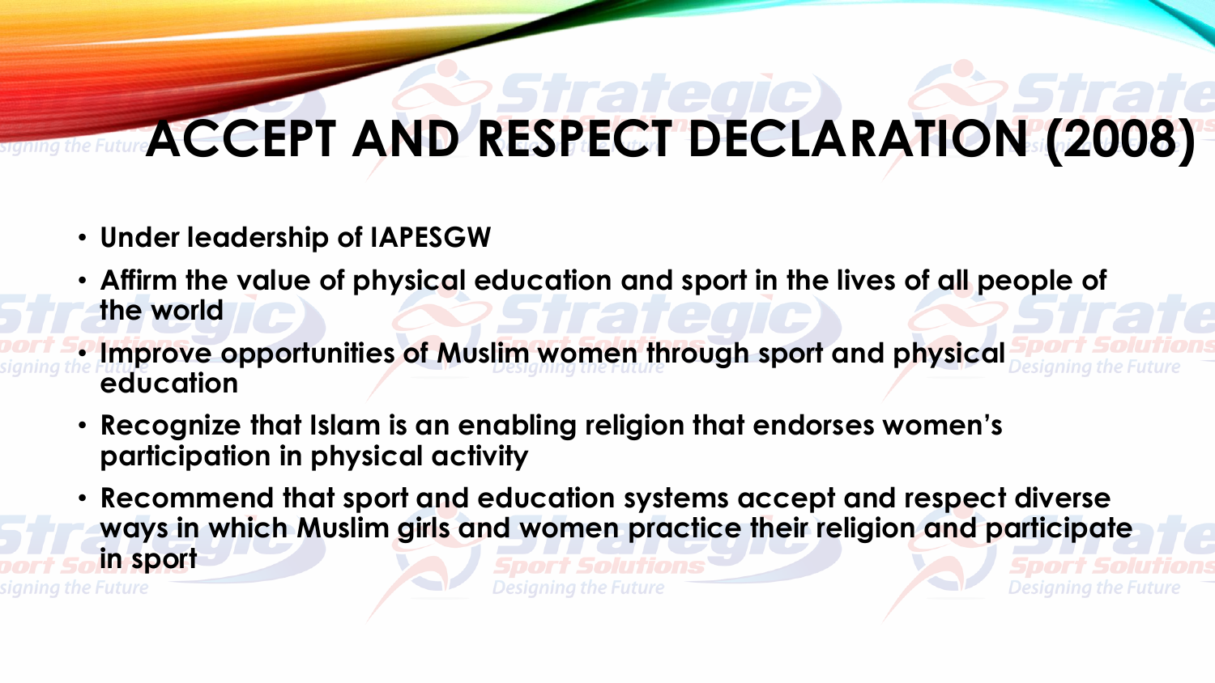# ACCEPT AND RESPECT DECLARATION (2008)

- **Under leadership of IAPESGW**
- **Affirm the value of physical education and sport in the lives of all people of the world**
- **Improve opportunities of Muslim women through sport and physical education**
- **Recognize that Islam is an enabling religion that endorses women's participation in physical activity**
- **Recommend that sport and education systems accept and respect diverse ways in which Muslim girls and women practice their religion and participate in sport**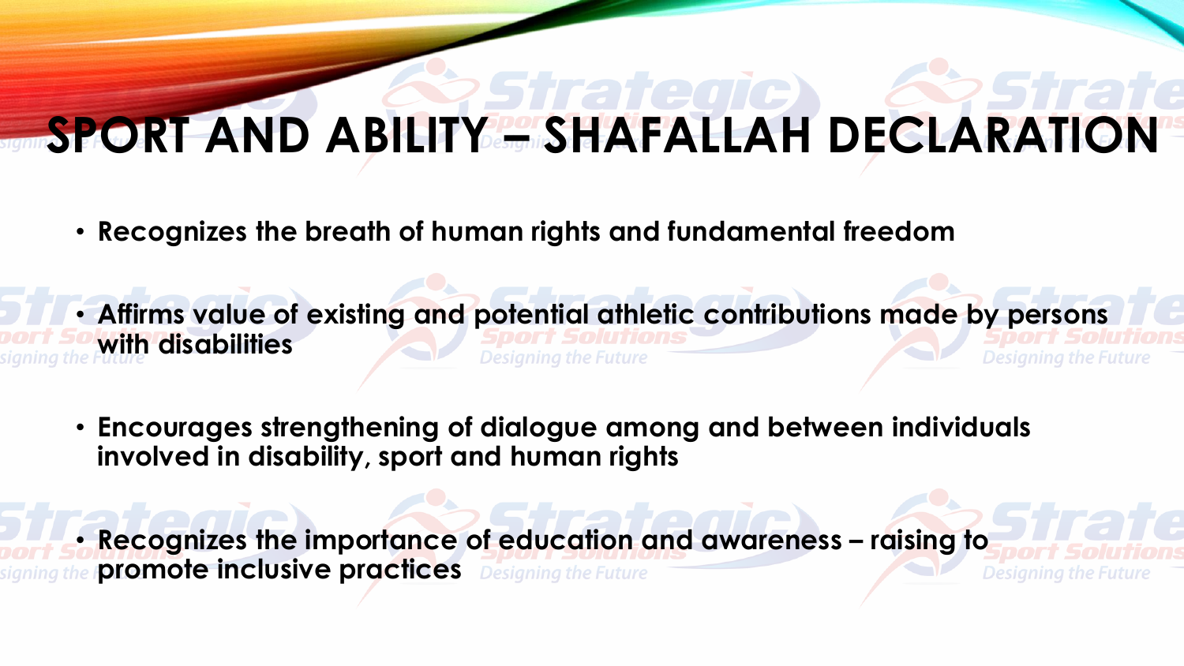# SPORT AND ABILITY – SHAFALLAH DECLARATION

- **Recognizes the breath of human rights and fundamental freedom**
- **Affirms value of existing and potential athletic contributions made by persons with disabilities**
- **Encourages strengthening of dialogue among and between individuals involved in disability, sport and human rights**
- **Recognizes the importance of education and awareness – raising to promote inclusive practices**